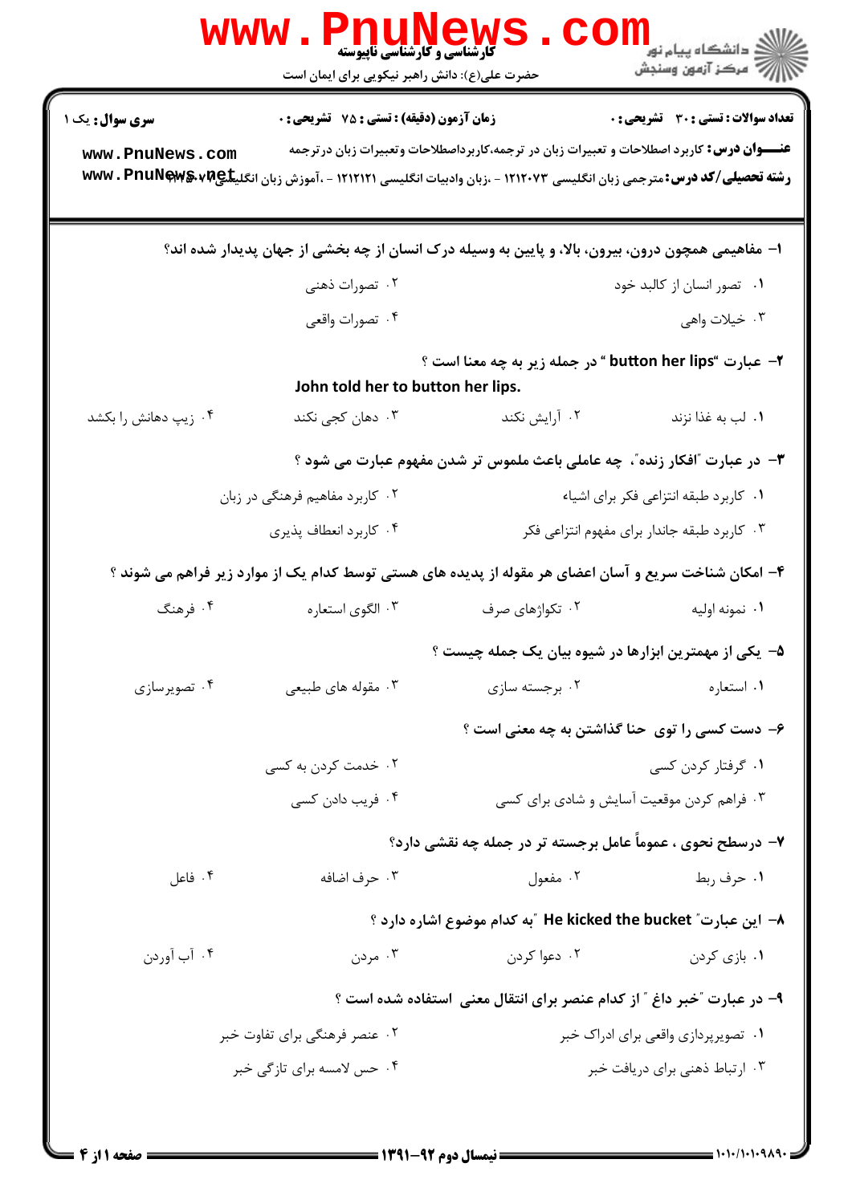**سری سوال:** یک ۱

**زمان آزمون (دقیقه) : تستی : ۷۵ تشریحی : ۰**

**تعداد سوالات : تستی : ۳۰ تشریحی : ۰**

**عنـــوان درس:** کاربرد اصطلاحات و تعبیرات زبان در ترجمه،کاربرداصطلاحات وتعبیرات زبان درترجمه

**رشته تحصیلی/کد درس:** مترجمی زبان انگلیسی ۱۲۱۲۰۷۳ - ،زبان وادبیات انگلیسی ۱۲۱۲۱۲۱ - ،آموزش زبان انگلیسی ۱۲۱۲۳۰۷

**۱-** مفاهیمی همچون درون، بیرون، بالا، و پایین به وسیله درک انسان از چه بخشی از جهان پدیدار شده اند؟

۱. تصور انسان از کالبد خود
۲. تصورات ذهنی
۳. خیلات واهی
۴. تصورات واقعی

**۲-** عبارت "button her lips" در جمله زیر به چه معنا است ؟

**John told her to button her lips.**

۱. لب به غذا نزند
۲. آرایش نکند
۳. دهان کجی نکند
۴. زیپ دهانش را بکشد

**۳-** در عبارت "افکار زنده"، چه عاملی باعث ملموس تر شدن مفهوم عبارت می شود ؟

۱. کاربرد طبقه انتزاعی فکر برای اشیاء
۲. کاربرد مفاهیم فرهنگی در زبان
۳. کاربرد طبقه جاندار برای مفهوم انتزاعی فکر
۴. کاربرد انعطاف پذیری

**۴-** امکان شناخت سریع و آسان اعضای هر مقوله از پدیده های هستی توسط کدام یک از موارد زیر فراهم می شوند ؟

۱. نمونه اولیه
۲. تکواژهای صرف
۳. الگوی استعاره
۴. فرهنگ

**۵-** یکی از مهمترین ابزارها در شیوه بیان یک جمله چیست ؟

۱. استعاره
۲. برجسته سازی
۳. مقوله های طبیعی
۴. تصویرسازی

**۶-** دست کسی را توی حنا گذاشتن به چه معنی است ؟

۱. گرفتار کردن کسی
۲. خدمت کردن به کسی
۳. فراهم کردن موقعیت آسایش و شادی برای کسی
۴. فریب دادن کسی

**۷-** درسطح نحوی ، عموماً عامل برجسته تر در جمله چه نقشی دارد؟

۱. حرف ربط
۲. مفعول
۳. حرف اضافه
۴. فاعل

**۸-** این عبارت" He kicked the bucket "به کدام موضوع اشاره دارد ؟

۱. بازی کردن
۲. دعوا کردن
۳. مردن
۴. آب آوردن

**۹-** در عبارت "خبر داغ " از کدام عنصر برای انتقال معنی استفاده شده است ؟

۱. تصویرپردازی واقعی برای ادراک خبر
۲. عنصر فرهنگی برای تفاوت خبر
۳. ارتباط ذهنی برای دریافت خبر
۴. حس لامسه برای تازگی خبر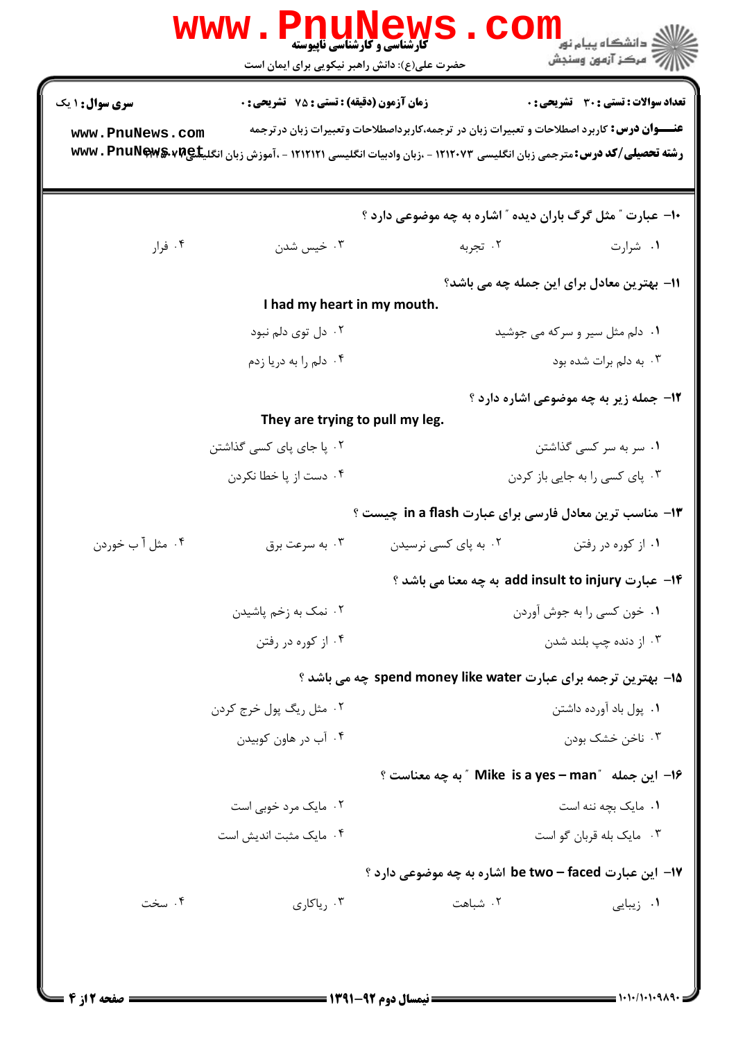سری سوال: ۱ یک

زمان آزمون (دقیقه) : تستی : ۷۵ تشریحی : ۰

تعداد سوالات : تستی : ۳۰ تشریحی : ۰

**عنـــوان درس:** کاربرد اصطلاحات و تعبیرات زبان در ترجمه،کاربرداصطلاحات وتعبیرات زبان درترجمه

**رشته تحصیلی/کد درس:** مترجمی زبان انگلیسی ۱۲۱۲۰۷۳ - ،زبان وادبیات انگلیسی ۱۲۱۲۱۲۱ - ،آموزش زبان انگلیسی ۱۲۱۲۳۵۷

۱۰- عبارت " مثل گرگ باران دیده " اشاره به چه موضوعی دارد ؟

۱. شرارت
۲. تجربه
۳. خیس شدن
۴. فرار

۱۱- بهترین معادل برای این جمله چه می باشد؟

I had my heart in my mouth.

۱. دلم مثل سیر و سرکه می جوشید
۲. دل توی دلم نبود
۳. به دلم برات شده بود
۴. دلم را به دریا زدم

۱۲- جمله زیر به چه موضوعی اشاره دارد ؟

They are trying to pull my leg.

۱. سر به سر کسی گذاشتن
۲. پا جای پای کسی گذاشتن
۳. پای کسی را به جایی باز کردن
۴. دست از پا خطا نکردن

۱۳- مناسب ترین معادل فارسی برای عبارت in a flash چیست ؟

۱. از کوره در رفتن
۲. به پای کسی نرسیدن
۳. به سرعت برق
۴. مثل آ ب خوردن

۱۴- عبارت add insult to injury به چه معنا می باشد ؟

۱. خون کسی را به جوش آوردن
۲. نمک به زخم پاشیدن
۳. از دنده چپ بلند شدن
۴. از کوره در رفتن

۱۵- بهترین ترجمه برای عبارت spend money like water چه می باشد ؟

۱. پول باد آورده داشتن
۲. مثل ریگ پول خرج کردن
۳. ناخن خشک بودن
۴. آب در هاون کوبیدن

۱۶- این جمله " Mike is a yes – man " به چه معناست ؟

۱. مایک بچه ننه است
۲. مایک مرد خوبی است
۳. مایک بله قربان گو است
۴. مایک مثبت اندیش است

۱۷- این عبارت be two – faced اشاره به چه موضوعی دارد ؟

۱. زیبایی
۲. شباهت
۳. ریاکاری
۴. سخت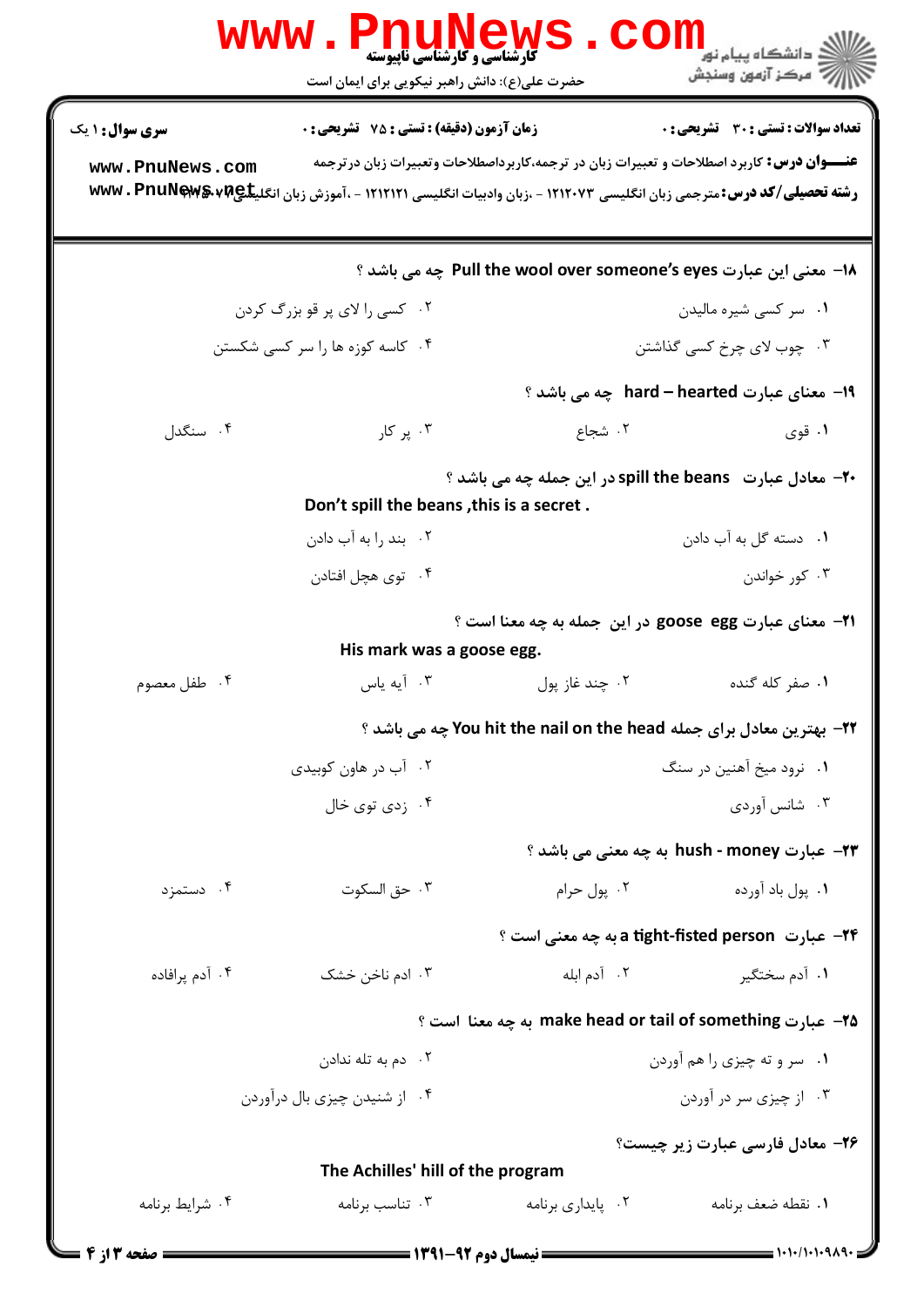**سری سوال:** ۱ یک | **زمان آزمون (دقیقه) : تستی :** ۷۵ **تشریحی :** ۰ | **تعداد سوالات : تستی :** ۳۰ **تشریحی :** ۰

**عنـــوان درس:** کاربرد اصطلاحات و تعبیرات زبان در ترجمه،کاربرداصطلاحات وتعبیرات زبان درترجمه

**رشته تحصیلی/کد درس:** مترجمی زبان انگلیسی ۱۲۱۲۰۷۳ - ،زبان وادبیات انگلیسی ۱۲۱۲۱۲۱ - ،آموزش زبان انگلیسی ۱۲۲۲۰۷۴

۱۸- معنی این عبارت Pull the wool over someone's eyes چه می باشد ؟

۱. سر کسی شیره مالیدن
۲. کسی را لای پر قو بزرگ کردن
۳. چوب لای چرخ کسی گذاشتن
۴. کاسه کوزه ها را سر کسی شکستن

۱۹- معنای عبارت hard – hearted چه می باشد ؟

۱. قوی
۲. شجاع
۳. پر کار
۴. سنگدل

۲۰- معادل عبارت spill the beans در این جمله چه می باشد ؟

Don't spill the beans ,this is a secret .

۱. دسته گل به آب دادن
۲. بند را به آب دادن
۳. کور خواندن
۴. توی هچل افتادن

۲۱- معنای عبارت goose egg در این جمله به چه معنا است ؟

His mark was a goose egg.

۱. صفر کله گنده
۲. چند غاز پول
۳. آیه یاس
۴. طفل معصوم

۲۲- بهترین معادل برای جمله You hit the nail on the head چه می باشد ؟

۱. نرود میخ آهنین در سنگ
۲. آب در هاون کوبیدی
۳. شانس آوردی
۴. زدی توی خال

۲۳- عبارت hush - money به چه معنی می باشد ؟

۱. پول باد آورده
۲. پول حرام
۳. حق السکوت
۴. دستمزد

۲۴- عبارت a tight-fisted person به چه معنی است ؟

۱. آدم سختگیر
۲. آدم ابله
۳. ادم ناخن خشک
۴. آدم پرافاده

۲۵- عبارت make head or tail of something به چه معنا است ؟

۱. سر و ته چیزی را هم آوردن
۲. دم به تله ندادن
۳. از چیزی سر در آوردن
۴. از شنیدن چیزی بال درآوردن

۲۶- معادل فارسی عبارت زیر چیست؟

The Achilles' hill of the program

۱. نقطه ضعف برنامه
۲. پایداری برنامه
۳. تناسب برنامه
۴. شرایط برنامه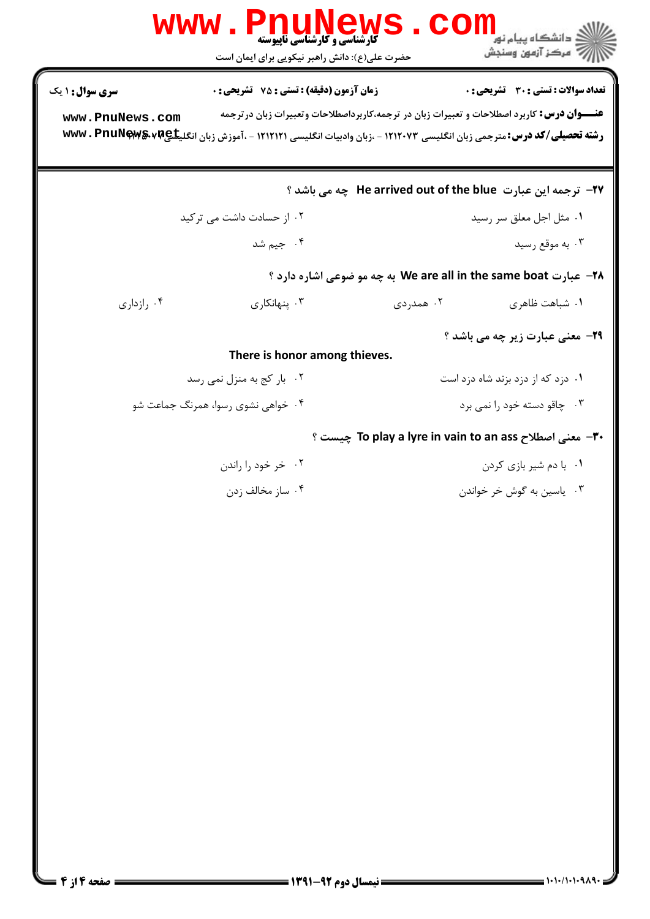**سری سوال:** ۱ یک

**زمان آزمون (دقیقه) : تستی : ۷۵ تشریحی : ۰**

**تعداد سوالات : تستی : ۳۰ تشریحی : ۰**

**عنـــوان درس:** کاربرد اصطلاحات و تعبیرات زبان در ترجمه،کاربرداصطلاحات وتعبیرات زبان درترجمه

**رشته تحصیلی/کد درس:** مترجمی زبان انگلیسی ۱۲۱۲۰۷۳ - ،زبان وادبیات انگلیسی ۱۲۱۲۱۲۱ - ،آموزش زبان انگلیسی ۱۲۱۲۳۰۷

**۲۷- ترجمه این عبارت He arrived out of the blue چه می باشد ؟**

۱. مثل اجل معلق سر رسید

۲. از حسادت داشت می ترکید

۳. به موقع رسید

۴. جیم شد

**۲۸- عبارت We are all in the same boat به چه مو ضوعی اشاره دارد ؟**

۱. شباهت ظاهری

۲. همدردی

۳. پنهانکاری

۴. رازداری

**۲۹- معنی عبارت زیر چه می باشد ؟**

**There is honor among thieves.**

۱. دزد که از دزد بزند شاه دزد است

۲. بار کج به منزل نمی رسد

۳. چاقو دسته خود را نمی برد

۴. خواهی نشوی رسوا، همرنگ جماعت شو

**۳۰- معنی اصطلاح To play a lyre in vain to an ass چیست ؟**

۱. با دم شیر بازی کردن

۲. خر خود را راندن

۳. یاسین به گوش خر خواندن

۴. ساز مخالف زدن